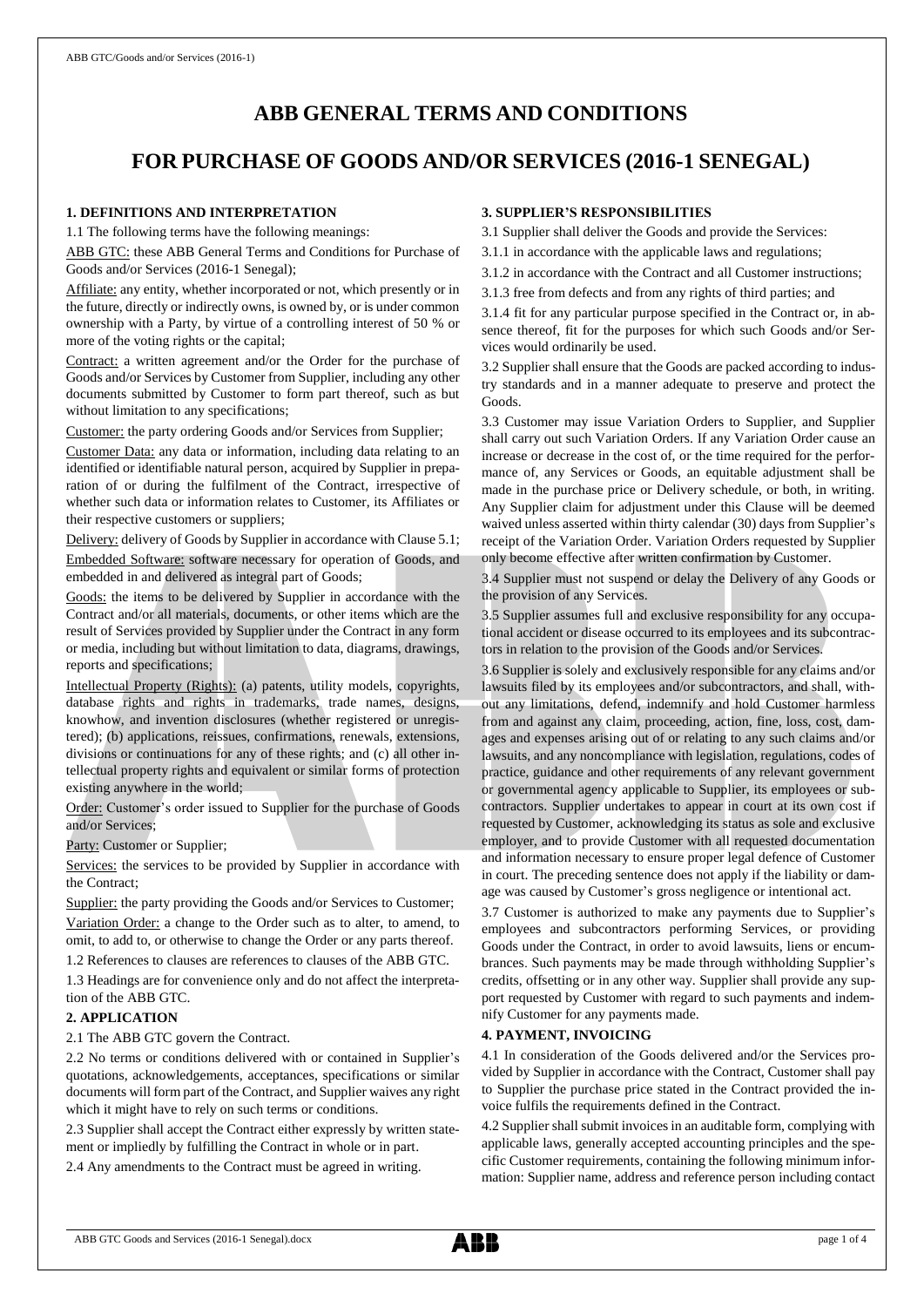# ABB GENERAL TERMS AND CONDITIONS

# FOR PURCHASE OF GOODS AND/OR SERVICES (2016-1 SENEGAL)

## 1. DEFINITIONS AND INTERPRETATION

1.1 The following terms have the following meanings:

ABB GTC: these ABB General Terms and Conditions for Purchase of Goods and/or Services (2016-1 Senegal);

Affiliate: any entity, whether incorporated or not, which presently or in the future, directly or indirectly owns, is owned by, or is under common ownership with a Party, by virtue of a controlling interest of 50 % or more of the voting rights or the capital;

Contract: a written agreement and/or the Order for the purchase of Goods and/or Services by Customer from Supplier, including any other documents submitted by Customer to form part thereof, such as but without limitation to any specifications;

Customer: the party ordering Goods and/or Services from Supplier;

Customer Data: any data or information, including data relating to an identified or identifiable natural person, acquired by Supplier in preparation of or during the fulfilment of the Contract, irrespective of whether such data or information relates to Customer, its Affiliates or their respective customers or suppliers;

Delivery: delivery of Goods by Supplier in accordance with Clause 5.1;

Embedded Software: software necessary for operation of Goods, and embedded in and delivered as integral part of Goods;

Goods: the items to be delivered by Supplier in accordance with the Contract and/or all materials, documents, or other items which are the result of Services provided by Supplier under the Contract in any form or media, including but without limitation to data, diagrams, drawings, reports and specifications;

Intellectual Property (Rights): (a) patents, utility models, copyrights, database rights and rights in trademarks, trade names, designs, knowhow, and invention disclosures (whether registered or unregistered); (b) applications, reissues, confirmations, renewals, extensions, divisions or continuations for any of these rights; and (c) all other intellectual property rights and equivalent or similar forms of protection existing anywhere in the world;

Order: Customer's order issued to Supplier for the purchase of Goods and/or Services;

Party: Customer or Supplier;

Services: the services to be provided by Supplier in accordance with the Contract;

Supplier: the party providing the Goods and/or Services to Customer;

Variation Order: a change to the Order such as to alter, to amend, to omit, to add to, or otherwise to change the Order or any parts thereof.

1.2 References to clauses are references to clauses of the ABB GTC.

1.3 Headings are for convenience only and do not affect the interpretation of the ABB GTC.

## 2. APPLICATION

2.1 The ABB GTC govern the Contract.

2.2 No terms or conditions delivered with or contained in Supplier's quotations, acknowledgements, acceptances, specifications or similar documents will form part of the Contract, and Supplier waives any right which it might have to rely on such terms or conditions.

2.3 Supplier shall accept the Contract either expressly by written statement or impliedly by fulfilling the Contract in whole or in part.

2.4 Any amendments to the Contract must be agreed in writing.

## 3. SUPPLIER'S RESPONSIBILITIES

3.1 Supplier shall deliver the Goods and provide the Services:

3.1.1 in accordance with the applicable laws and regulations;

3.1.2 in accordance with the Contract and all Customer instructions;

3.1.3 free from defects and from any rights of third parties; and

3.1.4 fit for any particular purpose specified in the Contract or, in absence thereof, fit for the purposes for which such Goods and/or Services would ordinarily be used.

3.2 Supplier shall ensure that the Goods are packed according to industry standards and in a manner adequate to preserve and protect the Goods.

3.3 Customer may issue Variation Orders to Supplier, and Supplier shall carry out such Variation Orders. If any Variation Order cause an increase or decrease in the cost of, or the time required for the performance of, any Services or Goods, an equitable adjustment shall be made in the purchase price or Delivery schedule, or both, in writing. Any Supplier claim for adjustment under this Clause will be deemed waived unless asserted within thirty calendar (30) days from Supplier's receipt of the Variation Order. Variation Orders requested by Supplier only become effective after written confirmation by Customer.

3.4 Supplier must not suspend or delay the Delivery of any Goods or the provision of any Services.

3.5 Supplier assumes full and exclusive responsibility for any occupational accident or disease occurred to its employees and its subcontractors in relation to the provision of the Goods and/or Services.

3.6 Supplier is solely and exclusively responsible for any claims and/or lawsuits filed by its employees and/or subcontractors, and shall, without any limitations, defend, indemnify and hold Customer harmless from and against any claim, proceeding, action, fine, loss, cost, damages and expenses arising out of or relating to any such claims and/or lawsuits, and any noncompliance with legislation, regulations, codes of practice, guidance and other requirements of any relevant government or governmental agency applicable to Supplier, its employees or subcontractors. Supplier undertakes to appear in court at its own cost if requested by Customer, acknowledging its status as sole and exclusive employer, and to provide Customer with all requested documentation and information necessary to ensure proper legal defence of Customer in court. The preceding sentence does not apply if the liability or damage was caused by Customer's gross negligence or intentional act.

3.7 Customer is authorized to make any payments due to Supplier's employees and subcontractors performing Services, or providing Goods under the Contract, in order to avoid lawsuits, liens or encumbrances. Such payments may be made through withholding Supplier's credits, offsetting or in any other way. Supplier shall provide any support requested by Customer with regard to such payments and indemnify Customer for any payments made.

## 4. PAYMENT, INVOICING

4.1 In consideration of the Goods delivered and/or the Services provided by Supplier in accordance with the Contract, Customer shall pay to Supplier the purchase price stated in the Contract provided the invoice fulfils the requirements defined in the Contract.

4.2 Supplier shall submit invoices in an auditable form, complying with applicable laws, generally accepted accounting principles and the specific Customer requirements, containing the following minimum information: Supplier name, address and reference person including contact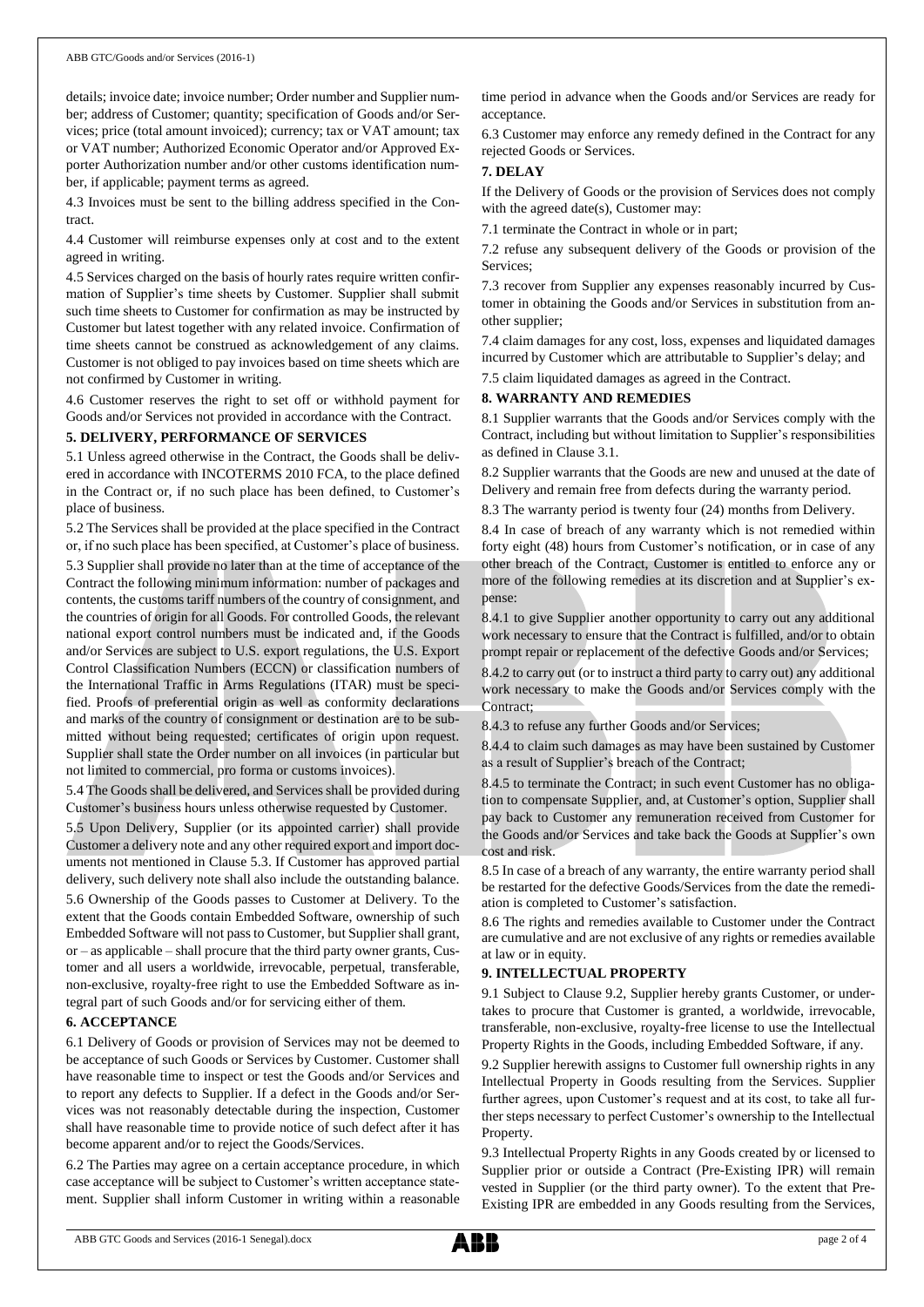details; invoice date; invoice number; Order number and Supplier number; address of Customer; quantity; specification of Goods and/or Services; price (total amount invoiced); currency; tax or VAT amount; tax or VAT number; Authorized Economic Operator and/or Approved Exporter Authorization number and/or other customs identification number, if applicable; payment terms as agreed.

4.3 Invoices must be sent to the billing address specified in the Contract.

4.4 Customer will reimburse expenses only at cost and to the extent agreed in writing.

4.5 Services charged on the basis of hourly rates require written confirmation of Supplier's time sheets by Customer. Supplier shall submit such time sheets to Customer for confirmation as may be instructed by Customer but latest together with any related invoice. Confirmation of time sheets cannot be construed as acknowledgement of any claims. Customer is not obliged to pay invoices based on time sheets which are not confirmed by Customer in writing.

4.6 Customer reserves the right to set off or withhold payment for Goods and/or Services not provided in accordance with the Contract.

**5. DELIVERY, PERFORMANCE OF SERVICES**

5.1 Unless agreed otherwise in the Contract, the Goods shall be delivered in accordance with INCOTERMS 2010 FCA, to the place defined in the Contract or, if no such place has been defined, to Customer's place of business.

5.2 The Services shall be provided at the place specified in the Contract or, if no such place has been specified, at Customer's place of business.

5.3 Supplier shall provide no later than at the time of acceptance of the Contract the following minimum information: number of packages and contents, the customs tariff numbers of the country of consignment, and the countries of origin for all Goods. For controlled Goods, the relevant national export control numbers must be indicated and, if the Goods and/or Services are subject to U.S. export regulations, the U.S. Export Control Classification Numbers (ECCN) or classification numbers of the International Traffic in Arms Regulations (ITAR) must be specified. Proofs of preferential origin as well as conformity declarations and marks of the country of consignment or destination are to be submitted without being requested; certificates of origin upon request. Supplier shall state the Order number on all invoices (in particular but not limited to commercial, pro forma or customs invoices).

5.4 The Goods shall be delivered, and Services shall be provided during Customer's business hours unless otherwise requested by Customer.

5.5 Upon Delivery, Supplier (or its appointed carrier) shall provide Customer a delivery note and any other required export and import documents not mentioned in Clause 5.3. If Customer has approved partial delivery, such delivery note shall also include the outstanding balance.

5.6 Ownership of the Goods passes to Customer at Delivery. To the extent that the Goods contain Embedded Software, ownership of such Embedded Software will not pass to Customer, but Supplier shall grant, or – as applicable – shall procure that the third party owner grants, Customer and all users a worldwide, irrevocable, perpetual, transferable, non-exclusive, royalty-free right to use the Embedded Software as integral part of such Goods and/or for servicing either of them.

**6. ACCEPTANCE**

6.1 Delivery of Goods or provision of Services may not be deemed to be acceptance of such Goods or Services by Customer. Customer shall have reasonable time to inspect or test the Goods and/or Services and to report any defects to Supplier. If a defect in the Goods and/or Services was not reasonably detectable during the inspection, Customer shall have reasonable time to provide notice of such defect after it has become apparent and/or to reject the Goods/Services.

6.2 The Parties may agree on a certain acceptance procedure, in which case acceptance will be subject to Customer's written acceptance statement. Supplier shall inform Customer in writing within a reasonable time period in advance when the Goods and/or Services are ready for acceptance.

6.3 Customer may enforce any remedy defined in the Contract for any rejected Goods or Services.

**7. DELAY**

If the Delivery of Goods or the provision of Services does not comply with the agreed date(s), Customer may:

7.1 terminate the Contract in whole or in part;

7.2 refuse any subsequent delivery of the Goods or provision of the Services;

7.3 recover from Supplier any expenses reasonably incurred by Customer in obtaining the Goods and/or Services in substitution from another supplier;

7.4 claim damages for any cost, loss, expenses and liquidated damages incurred by Customer which are attributable to Supplier's delay; and

7.5 claim liquidated damages as agreed in the Contract.

**8. WARRANTY AND REMEDIES**

8.1 Supplier warrants that the Goods and/or Services comply with the Contract, including but without limitation to Supplier's responsibilities as defined in Clause 3.1.

8.2 Supplier warrants that the Goods are new and unused at the date of Delivery and remain free from defects during the warranty period.

8.3 The warranty period is twenty four (24) months from Delivery.

8.4 In case of breach of any warranty which is not remedied within forty eight (48) hours from Customer's notification, or in case of any other breach of the Contract, Customer is entitled to enforce any or more of the following remedies at its discretion and at Supplier's expense:

8.4.1 to give Supplier another opportunity to carry out any additional work necessary to ensure that the Contract is fulfilled, and/or to obtain prompt repair or replacement of the defective Goods and/or Services;

8.4.2 to carry out (or to instruct a third party to carry out) any additional work necessary to make the Goods and/or Services comply with the Contract;

8.4.3 to refuse any further Goods and/or Services;

8.4.4 to claim such damages as may have been sustained by Customer as a result of Supplier's breach of the Contract;

8.4.5 to terminate the Contract; in such event Customer has no obligation to compensate Supplier, and, at Customer's option, Supplier shall pay back to Customer any remuneration received from Customer for the Goods and/or Services and take back the Goods at Supplier's own cost and risk.

8.5 In case of a breach of any warranty, the entire warranty period shall be restarted for the defective Goods/Services from the date the remediation is completed to Customer's satisfaction.

8.6 The rights and remedies available to Customer under the Contract are cumulative and are not exclusive of any rights or remedies available at law or in equity.

**9. INTELLECTUAL PROPERTY**

9.1 Subject to Clause 9.2, Supplier hereby grants Customer, or undertakes to procure that Customer is granted, a worldwide, irrevocable, transferable, non-exclusive, royalty-free license to use the Intellectual Property Rights in the Goods, including Embedded Software, if any.

9.2 Supplier herewith assigns to Customer full ownership rights in any Intellectual Property in Goods resulting from the Services. Supplier further agrees, upon Customer's request and at its cost, to take all further steps necessary to perfect Customer's ownership to the Intellectual Property.

9.3 Intellectual Property Rights in any Goods created by or licensed to Supplier prior or outside a Contract (Pre-Existing IPR) will remain vested in Supplier (or the third party owner). To the extent that Pre-Existing IPR are embedded in any Goods resulting from the Services,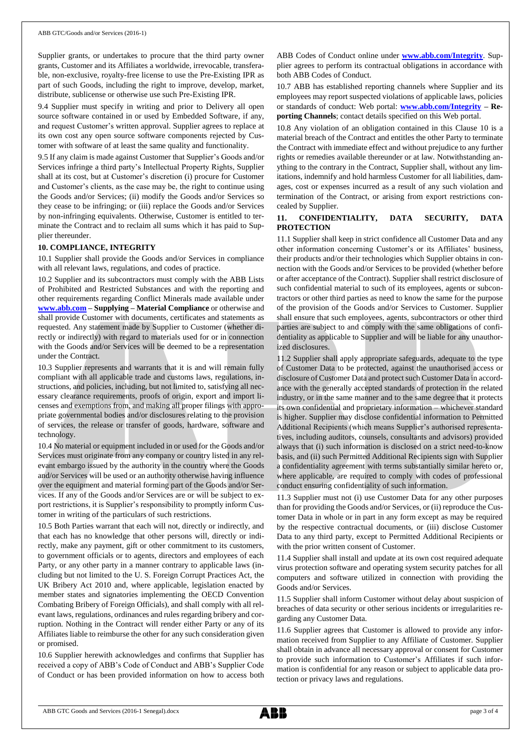Supplier grants, or undertakes to procure that the third party owner grants, Customer and its Affiliates a worldwide, irrevocable, transferable, non-exclusive, royalty-free license to use the Pre-Existing IPR as part of such Goods, including the right to improve, develop, market, distribute, sublicense or otherwise use such Pre-Existing IPR.

9.4 Supplier must specify in writing and prior to Delivery all open source software contained in or used by Embedded Software, if any, and request Customer's written approval. Supplier agrees to replace at its own cost any open source software components rejected by Customer with software of at least the same quality and functionality.

9.5 If any claim is made against Customer that Supplier's Goods and/or Services infringe a third party's Intellectual Property Rights, Supplier shall at its cost, but at Customer's discretion (i) procure for Customer and Customer's clients, as the case may be, the right to continue using the Goods and/or Services; (ii) modify the Goods and/or Services so they cease to be infringing; or (iii) replace the Goods and/or Services by non-infringing equivalents. Otherwise, Customer is entitled to terminate the Contract and to reclaim all sums which it has paid to Supplier thereunder.

**10. COMPLIANCE, INTEGRITY**

10.1 Supplier shall provide the Goods and/or Services in compliance with all relevant laws, regulations, and codes of practice.

10.2 Supplier and its subcontractors must comply with the ABB Lists of Prohibited and Restricted Substances and with the reporting and other requirements regarding Conflict Minerals made available under **www.abb.com – Supplying – Material Compliance** or otherwise and shall provide Customer with documents, certificates and statements as requested. Any statement made by Supplier to Customer (whether directly or indirectly) with regard to materials used for or in connection with the Goods and/or Services will be deemed to be a representation under the Contract.

10.3 Supplier represents and warrants that it is and will remain fully compliant with all applicable trade and customs laws, regulations, instructions, and policies, including, but not limited to, satisfying all necessary clearance requirements, proofs of origin, export and import licenses and exemptions from, and making all proper filings with appropriate governmental bodies and/or disclosures relating to the provision of services, the release or transfer of goods, hardware, software and technology.

10.4 No material or equipment included in or used for the Goods and/or Services must originate from any company or country listed in any relevant embargo issued by the authority in the country where the Goods and/or Services will be used or an authority otherwise having influence over the equipment and material forming part of the Goods and/or Services. If any of the Goods and/or Services are or will be subject to export restrictions, it is Supplier's responsibility to promptly inform Customer in writing of the particulars of such restrictions.

10.5 Both Parties warrant that each will not, directly or indirectly, and that each has no knowledge that other persons will, directly or indirectly, make any payment, gift or other commitment to its customers, to government officials or to agents, directors and employees of each Party, or any other party in a manner contrary to applicable laws (including but not limited to the U. S. Foreign Corrupt Practices Act, the UK Bribery Act 2010 and, where applicable, legislation enacted by member states and signatories implementing the OECD Convention Combating Bribery of Foreign Officials), and shall comply with all relevant laws, regulations, ordinances and rules regarding bribery and corruption. Nothing in the Contract will render either Party or any of its Affiliates liable to reimburse the other for any such consideration given or promised.

10.6 Supplier herewith acknowledges and confirms that Supplier has received a copy of ABB's Code of Conduct and ABB's Supplier Code of Conduct or has been provided information on how to access both ABB Codes of Conduct online under **www.abb.com/Integrity**. Supplier agrees to perform its contractual obligations in accordance with both ABB Codes of Conduct.

10.7 ABB has established reporting channels where Supplier and its employees may report suspected violations of applicable laws, policies or standards of conduct: Web portal: **www.abb.com/Integrity – Reporting Channels**; contact details specified on this Web portal.

10.8 Any violation of an obligation contained in this Clause 10 is a material breach of the Contract and entitles the other Party to terminate the Contract with immediate effect and without prejudice to any further rights or remedies available thereunder or at law. Notwithstanding anything to the contrary in the Contract, Supplier shall, without any limitations, indemnify and hold harmless Customer for all liabilities, damages, cost or expenses incurred as a result of any such violation and termination of the Contract, or arising from export restrictions concealed by Supplier.

**11. CONFIDENTIALITY, DATA SECURITY, DATA PROTECTION**

11.1 Supplier shall keep in strict confidence all Customer Data and any other information concerning Customer's or its Affiliates' business, their products and/or their technologies which Supplier obtains in connection with the Goods and/or Services to be provided (whether before or after acceptance of the Contract). Supplier shall restrict disclosure of such confidential material to such of its employees, agents or subcontractors or other third parties as need to know the same for the purpose of the provision of the Goods and/or Services to Customer. Supplier shall ensure that such employees, agents, subcontractors or other third parties are subject to and comply with the same obligations of confidentiality as applicable to Supplier and will be liable for any unauthorized disclosures.

11.2 Supplier shall apply appropriate safeguards, adequate to the type of Customer Data to be protected, against the unauthorised access or disclosure of Customer Data and protect such Customer Data in accordance with the generally accepted standards of protection in the related industry, or in the same manner and to the same degree that it protects its own confidential and proprietary information – whichever standard is higher. Supplier may disclose confidential information to Permitted Additional Recipients (which means Supplier's authorised representatives, including auditors, counsels, consultants and advisors) provided always that (i) such information is disclosed on a strict need-to-know basis, and (ii) such Permitted Additional Recipients sign with Supplier a confidentiality agreement with terms substantially similar hereto or, where applicable, are required to comply with codes of professional conduct ensuring confidentiality of such information.

11.3 Supplier must not (i) use Customer Data for any other purposes than for providing the Goods and/or Services, or (ii) reproduce the Customer Data in whole or in part in any form except as may be required by the respective contractual documents, or (iii) disclose Customer Data to any third party, except to Permitted Additional Recipients or with the prior written consent of Customer.

11.4 Supplier shall install and update at its own cost required adequate virus protection software and operating system security patches for all computers and software utilized in connection with providing the Goods and/or Services.

11.5 Supplier shall inform Customer without delay about suspicion of breaches of data security or other serious incidents or irregularities regarding any Customer Data.

11.6 Supplier agrees that Customer is allowed to provide any information received from Supplier to any Affiliate of Customer. Supplier shall obtain in advance all necessary approval or consent for Customer to provide such information to Customer's Affiliates if such information is confidential for any reason or subject to applicable data protection or privacy laws and regulations.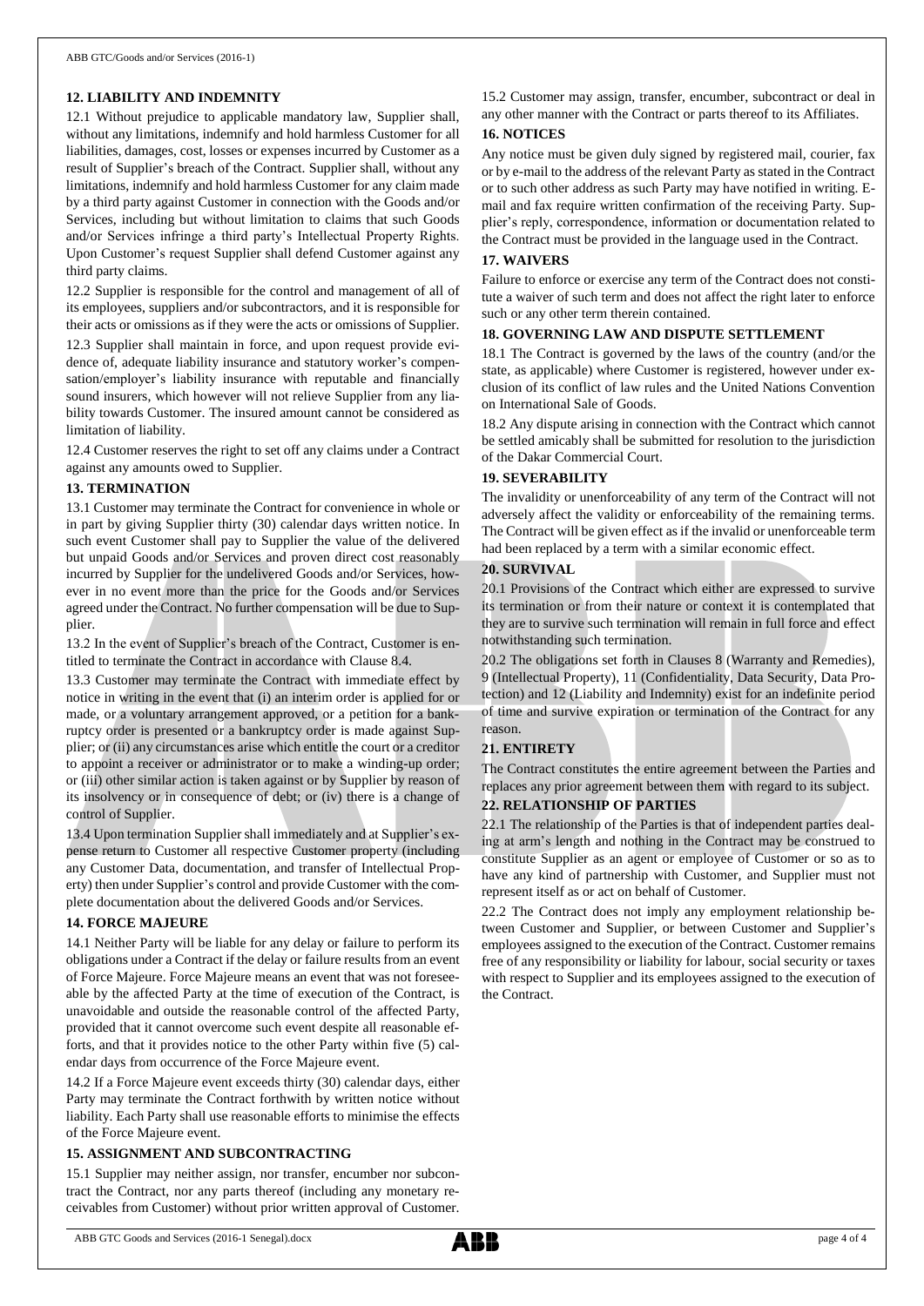## 12. LIABILITY AND INDEMNITY

12.1 Without prejudice to applicable mandatory law, Supplier shall, without any limitations, indemnify and hold harmless Customer for all liabilities, damages, cost, losses or expenses incurred by Customer as a result of Supplier's breach of the Contract. Supplier shall, without any limitations, indemnify and hold harmless Customer for any claim made by a third party against Customer in connection with the Goods and/or Services, including but without limitation to claims that such Goods and/or Services infringe a third party's Intellectual Property Rights. Upon Customer's request Supplier shall defend Customer against any third party claims.

12.2 Supplier is responsible for the control and management of all of its employees, suppliers and/or subcontractors, and it is responsible for their acts or omissions as if they were the acts or omissions of Supplier.

12.3 Supplier shall maintain in force, and upon request provide evidence of, adequate liability insurance and statutory worker's compensation/employer's liability insurance with reputable and financially sound insurers, which however will not relieve Supplier from any liability towards Customer. The insured amount cannot be considered as limitation of liability.

12.4 Customer reserves the right to set off any claims under a Contract against any amounts owed to Supplier.

## 13. TERMINATION

13.1 Customer may terminate the Contract for convenience in whole or in part by giving Supplier thirty (30) calendar days written notice. In such event Customer shall pay to Supplier the value of the delivered but unpaid Goods and/or Services and proven direct cost reasonably incurred by Supplier for the undelivered Goods and/or Services, however in no event more than the price for the Goods and/or Services agreed under the Contract. No further compensation will be due to Supplier.

13.2 In the event of Supplier's breach of the Contract, Customer is entitled to terminate the Contract in accordance with Clause 8.4.

13.3 Customer may terminate the Contract with immediate effect by notice in writing in the event that (i) an interim order is applied for or made, or a voluntary arrangement approved, or a petition for a bankruptcy order is presented or a bankruptcy order is made against Supplier; or (ii) any circumstances arise which entitle the court or a creditor to appoint a receiver or administrator or to make a winding-up order; or (iii) other similar action is taken against or by Supplier by reason of its insolvency or in consequence of debt; or (iv) there is a change of control of Supplier.

13.4 Upon termination Supplier shall immediately and at Supplier's expense return to Customer all respective Customer property (including any Customer Data, documentation, and transfer of Intellectual Property) then under Supplier's control and provide Customer with the complete documentation about the delivered Goods and/or Services.

## 14. FORCE MAJEURE

14.1 Neither Party will be liable for any delay or failure to perform its obligations under a Contract if the delay or failure results from an event of Force Majeure. Force Majeure means an event that was not foreseeable by the affected Party at the time of execution of the Contract, is unavoidable and outside the reasonable control of the affected Party, provided that it cannot overcome such event despite all reasonable efforts, and that it provides notice to the other Party within five (5) calendar days from occurrence of the Force Majeure event.

14.2 If a Force Majeure event exceeds thirty (30) calendar days, either Party may terminate the Contract forthwith by written notice without liability. Each Party shall use reasonable efforts to minimise the effects of the Force Majeure event.

## 15. ASSIGNMENT AND SUBCONTRACTING

15.1 Supplier may neither assign, nor transfer, encumber nor subcontract the Contract, nor any parts thereof (including any monetary receivables from Customer) without prior written approval of Customer.

15.2 Customer may assign, transfer, encumber, subcontract or deal in any other manner with the Contract or parts thereof to its Affiliates.

## 16. NOTICES

Any notice must be given duly signed by registered mail, courier, fax or by e-mail to the address of the relevant Party as stated in the Contract or to such other address as such Party may have notified in writing. E-mail and fax require written confirmation of the receiving Party. Supplier's reply, correspondence, information or documentation related to the Contract must be provided in the language used in the Contract.

## 17. WAIVERS

Failure to enforce or exercise any term of the Contract does not constitute a waiver of such term and does not affect the right later to enforce such or any other term therein contained.

## 18. GOVERNING LAW AND DISPUTE SETTLEMENT

18.1 The Contract is governed by the laws of the country (and/or the state, as applicable) where Customer is registered, however under exclusion of its conflict of law rules and the United Nations Convention on International Sale of Goods.

18.2 Any dispute arising in connection with the Contract which cannot be settled amicably shall be submitted for resolution to the jurisdiction of the Dakar Commercial Court.

## 19. SEVERABILITY

The invalidity or unenforceability of any term of the Contract will not adversely affect the validity or enforceability of the remaining terms. The Contract will be given effect as if the invalid or unenforceable term had been replaced by a term with a similar economic effect.

## 20. SURVIVAL

20.1 Provisions of the Contract which either are expressed to survive its termination or from their nature or context it is contemplated that they are to survive such termination will remain in full force and effect notwithstanding such termination.

20.2 The obligations set forth in Clauses 8 (Warranty and Remedies), 9 (Intellectual Property), 11 (Confidentiality, Data Security, Data Protection) and 12 (Liability and Indemnity) exist for an indefinite period of time and survive expiration or termination of the Contract for any reason.

## 21. ENTIRETY

The Contract constitutes the entire agreement between the Parties and replaces any prior agreement between them with regard to its subject.

## 22. RELATIONSHIP OF PARTIES

22.1 The relationship of the Parties is that of independent parties dealing at arm's length and nothing in the Contract may be construed to constitute Supplier as an agent or employee of Customer or so as to have any kind of partnership with Customer, and Supplier must not represent itself as or act on behalf of Customer.

22.2 The Contract does not imply any employment relationship between Customer and Supplier, or between Customer and Supplier's employees assigned to the execution of the Contract. Customer remains free of any responsibility or liability for labour, social security or taxes with respect to Supplier and its employees assigned to the execution of the Contract.